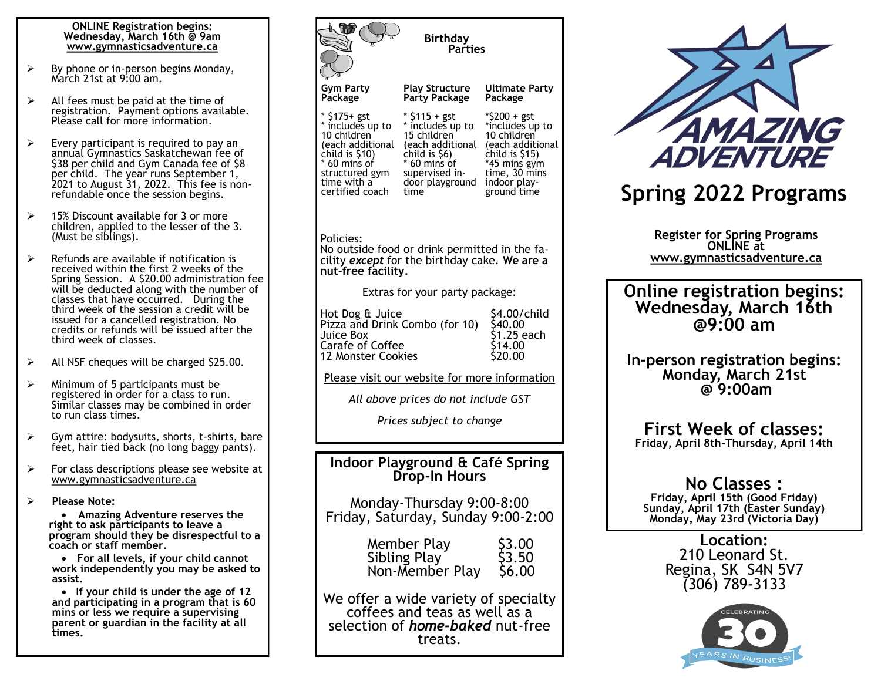**ONLINE Registration begins:**
**Wednesday, March 16th @ 9am**
**www.gymnasticsadventure.ca**

- By phone or in-person begins Monday, March 21st at 9:00 am.
- All fees must be paid at the time of registration. Payment options available. Please call for more information.
- Every participant is required to pay an annual Gymnastics Saskatchewan fee of $38 per child and Gym Canada fee of $8 per child. The year runs September 1, 2021 to August 31, 2022. This fee is non-refundable once the session begins.
- 15% Discount available for 3 or more children, applied to the lesser of the 3. (Must be siblings).
- Refunds are available if notification is received within the first 2 weeks of the Spring Session. A $20.00 administration fee will be deducted along with the number of classes that have occurred. During the third week of the session a credit will be issued for a cancelled registration. No credits or refunds will be issued after the third week of classes.
- All NSF cheques will be charged $25.00.
- Minimum of 5 participants must be registered in order for a class to run. Similar classes may be combined in order to run class times.
- Gym attire: bodysuits, shorts, t-shirts, bare feet, hair tied back (no long baggy pants).
- For class descriptions please see website at www.gymnasticsadventure.ca
- **Please Note:**
  - **Amazing Adventure reserves the right to ask participants to leave a program should they be disrespectful to a coach or staff member.**
  - **For all levels, if your child cannot work independently you may be asked to assist.**
  - **If your child is under the age of 12 and participating in a program that is 60 mins or less we require a supervising parent or guardian in the facility at all times.**

## Birthday Parties

| Gym Party Package | Play Structure Party Package | Ultimate Party Package |
|---|---|---|
| * $175+ gst<br>* includes up to 10 children (each additional child is $10)<br>* 60 mins of structured gym time with a certified coach | * $115 + gst<br>* includes up to 15 children (each additional child is $6)<br>* 60 mins of supervised in-door playground time | *$200 + gst<br>*includes up to 10 children (each additional child is $15)<br>*45 mins gym time, 30 mins indoor play-ground time |

Policies:
No outside food or drink permitted in the facility ***except*** for the birthday cake. **We are a nut-free facility.**

Extras for your party package:

| | |
|---|---|
| Hot Dog & Juice | $4.00/child |
| Pizza and Drink Combo (for 10) | $40.00 |
| Juice Box | $1.25 each |
| Carafe of Coffee | $14.00 |
| 12 Monster Cookies | $20.00 |

Please visit our website for more information

*All above prices do not include GST*

*Prices subject to change*

## Indoor Playground & Café Spring Drop-In Hours

Monday-Thursday 9:00-8:00
Friday, Saturday, Sunday 9:00-2:00

| | |
|---|---|
| Member Play | $3.00 |
| Sibling Play | $3.50 |
| Non-Member Play | $6.00 |

We offer a wide variety of specialty coffees and teas as well as a selection of ***home-baked*** nut-free treats.

AMAZING ADVENTURE

# Spring 2022 Programs

**Register for Spring Programs ONLINE at**
**www.gymnasticsadventure.ca**

## Online registration begins: Wednesday, March 16th @9:00 am

## In-person registration begins: Monday, March 21st @ 9:00am

## First Week of classes:
**Friday, April 8th-Thursday, April 14th**

## No Classes :
**Friday, April 15th (Good Friday)**
**Sunday, April 17th (Easter Sunday)**
**Monday, May 23rd (Victoria Day)**

**Location:**
210 Leonard St.
Regina, SK S4N 5V7
(306) 789-3133

CELEBRATING 30 YEARS IN BUSINESS!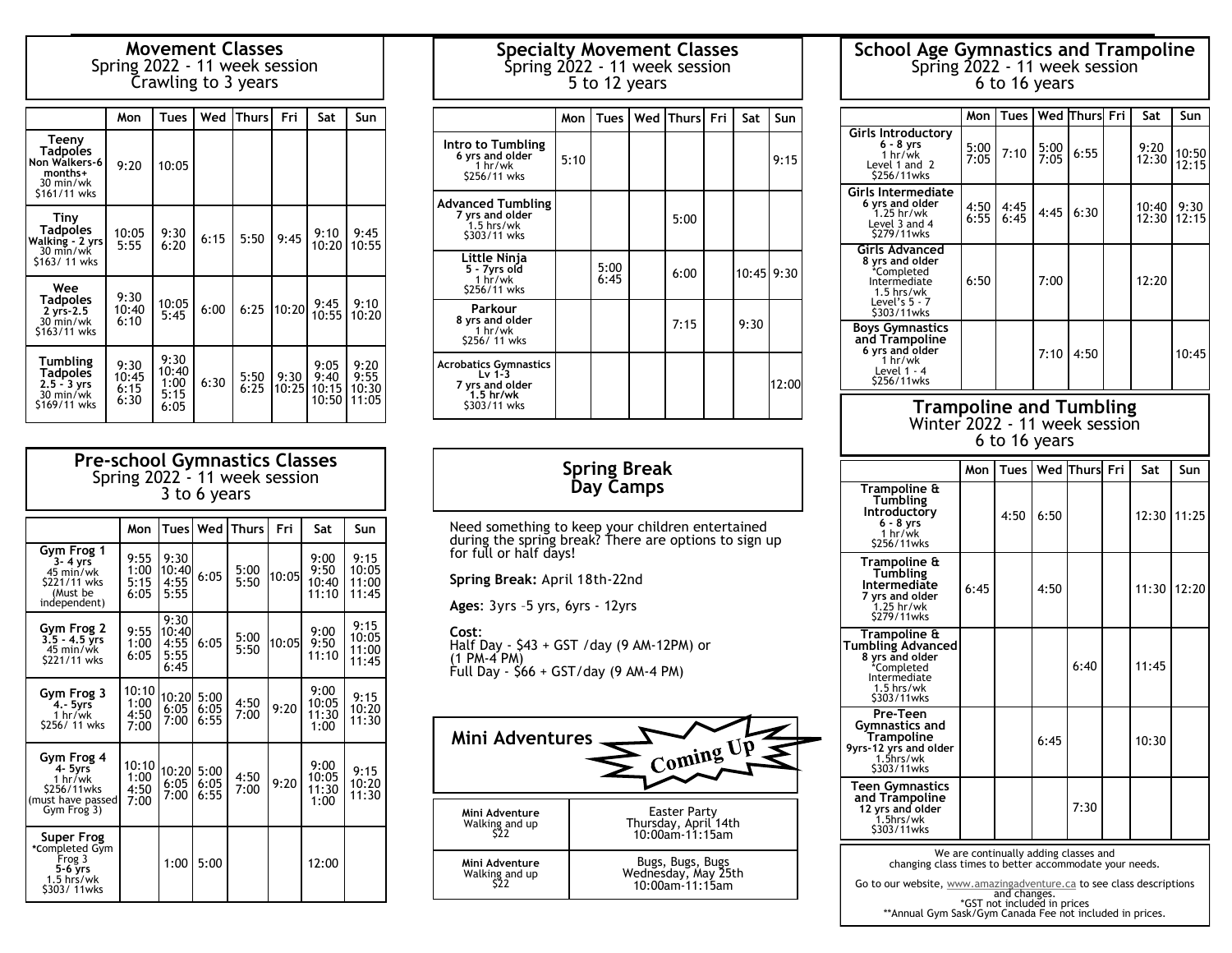## Movement Classes
Spring 2022 - 11 week session
Crawling to 3 years

| | Mon | Tues | Wed | Thurs | Fri | Sat | Sun |
|---|---|---|---|---|---|---|---|
| **Teeny Tadpoles** Non Walkers-6 months+ 30 min/wk $161/11 wks | 9:20 | 10:05 | | | | | |
| **Tiny Tadpoles** Walking - 2 yrs 30 min/wk $163/ 11 wks | 10:05 5:55 | 9:30 6:20 | 6:15 | 5:50 | 9:45 | 9:10 10:20 | 9:45 10:55 |
| **Wee Tadpoles** 2 yrs-2.5 30 min/wk $163/11 wks | 9:30 10:40 6:10 | 10:05 5:45 | 6:00 | 6:25 | 10:20 | 9:45 10:55 | 9:10 10:20 |
| **Tumbling Tadpoles** 2.5 - 3 yrs 30 min/wk $169/11 wks | 9:30 10:45 6:15 6:30 | 9:30 10:40 1:00 5:15 6:05 | 6:30 | 5:50 6:25 | 9:30 10:25 | 9:05 9:40 10:15 10:50 | 9:20 9:55 10:30 11:05 |

## Pre-school Gymnastics Classes
Spring 2022 - 11 week session
3 to 6 years

| | Mon | Tues | Wed | Thurs | Fri | Sat | Sun |
|---|---|---|---|---|---|---|---|
| **Gym Frog 1** 3- 4 yrs 45 min/wk $221/11 wks (Must be independent) | 9:55 1:00 5:15 6:05 | 9:30 10:40 4:55 5:55 | 6:05 | 5:00 5:50 | 10:05 | 9:00 9:50 10:40 11:10 | 9:15 10:05 11:00 11:45 |
| **Gym Frog 2** 3.5 - 4.5 yrs 45 min/wk $221/11 wks | 9:55 1:00 6:05 | 9:30 10:40 4:55 5:55 6:45 | 6:05 | 5:00 5:50 | 10:05 | 9:00 9:50 11:10 | 9:15 10:05 11:00 11:45 |
| **Gym Frog 3** 4.- 5yrs 1 hr/wk $256/ 11 wks | 10:10 1:00 4:50 7:00 | 10:20 6:05 7:00 | 5:00 6:05 6:55 | 4:50 7:00 | 9:20 | 9:00 10:05 11:30 1:00 | 9:15 10:20 11:30 |
| **Gym Frog 4** 4- 5yrs 1 hr/wk $256/11wks (must have passed Gym Frog 3) | 10:10 1:00 4:50 7:00 | 10:20 6:05 7:00 | 5:00 6:05 6:55 | 4:50 7:00 | 9:20 | 9:00 10:05 11:30 1:00 | 9:15 10:20 11:30 |
| **Super Frog** *Completed Gym Frog 3 5-6 yrs 1.5 hrs/wk $303/ 11wks | | 1:00 | 5:00 | | | 12:00 | |

## Specialty Movement Classes
Spring 2022 - 11 week session
5 to 12 years

| | Mon | Tues | Wed | Thurs | Fri | Sat | Sun |
|---|---|---|---|---|---|---|---|
| **Intro to Tumbling** 6 yrs and older 1 hr/wk $256/11 wks | 5:10 | | | | | | 9:15 |
| **Advanced Tumbling** 7 yrs and older 1.5 hrs/wk $303/11 wks | | | | 5:00 | | | |
| **Little Ninja** 5 - 7yrs old 1 hr/wk $256/11 wks | | 5:00 6:45 | | 6:00 | | 10:45 | 9:30 |
| **Parkour** 8 yrs and older 1 hr/wk $256/ 11 wks | | | | 7:15 | | 9:30 | |
| **Acrobatics Gymnastics** Lv 1-3 7 yrs and older 1.5 hr/wk $303/11 wks | | | | | | | 12:00 |

## Spring Break Day Camps

Need something to keep your children entertained during the spring break? There are options to sign up for full or half days!

**Spring Break:** April 18th-22nd

**Ages:** 3yrs –5 yrs, 6yrs - 12yrs

**Cost:**
Half Day - $43 + GST /day (9 AM-12PM) or (1 PM-4 PM)
Full Day - $66 + GST/day (9 AM-4 PM)

## Mini Adventures

Coming Up

| | |
|---|---|
| **Mini Adventure** Walking and up $22 | Easter Party Thursday, April 14th 10:00am-11:15am |
| **Mini Adventure** Walking and up $22 | Bugs, Bugs, Bugs Wednesday, May 25th 10:00am-11:15am |

## School Age Gymnastics and Trampoline
Spring 2022 - 11 week session
6 to 16 years

| | Mon | Tues | Wed | Thurs | Fri | Sat | Sun |
|---|---|---|---|---|---|---|---|
| **Girls Introductory** 6 - 8 yrs 1 hr/wk Level 1 and 2 $256/11wks | 5:00 7:05 | 7:10 | 5:00 7:05 | 6:55 | | 9:20 12:30 | 10:50 12:15 |
| **Girls Intermediate** 6 yrs and older 1.25 hr/wk Level 3 and 4 $279/11wks | 4:50 6:55 | 4:45 6:45 | 4:45 | 6:30 | | 10:40 12:30 | 9:30 12:15 |
| **Girls Advanced** 8 yrs and older *Completed Intermediate 1.5 hrs/wk Level's 5 - 7 $303/11wks | 6:50 | | 7:00 | | | 12:20 | |
| **Boys Gymnastics and Trampoline** 6 yrs and older 1 hr/wk Level 1 - 4 $256/11wks | | | 7:10 | 4:50 | | | 10:45 |

## Trampoline and Tumbling
Winter 2022 - 11 week session
6 to 16 years

| | Mon | Tues | Wed | Thurs | Fri | Sat | Sun |
|---|---|---|---|---|---|---|---|
| **Trampoline & Tumbling Introductory** 6 - 8 yrs 1 hr/wk $256/11wks | | 4:50 | 6:50 | | | 12:30 | 11:25 |
| **Trampoline & Tumbling Intermediate** 7 yrs and older 1.25 hr/wk $279/11wks | 6:45 | | 4:50 | | | 11:30 | 12:20 |
| **Trampoline & Tumbling Advanced** 8 yrs and older *Completed Intermediate 1.5 hrs/wk $303/11wks | | | | 6:40 | | 11:45 | |
| **Pre-Teen Gymnastics and Trampoline** 9yrs-12 yrs and older 1.5hrs/wk $303/11wks | | | 6:45 | | | 10:30 | |
| **Teen Gymnastics and Trampoline** 12 yrs and older 1.5hrs/wk $303/11wks | | | | 7:30 | | | |

We are continually adding classes and changing class times to better accommodate your needs.

Go to our website, www.amazingadventure.ca to see class descriptions and changes.
*GST not included in prices
**Annual Gym Sask/Gym Canada Fee not included in prices.